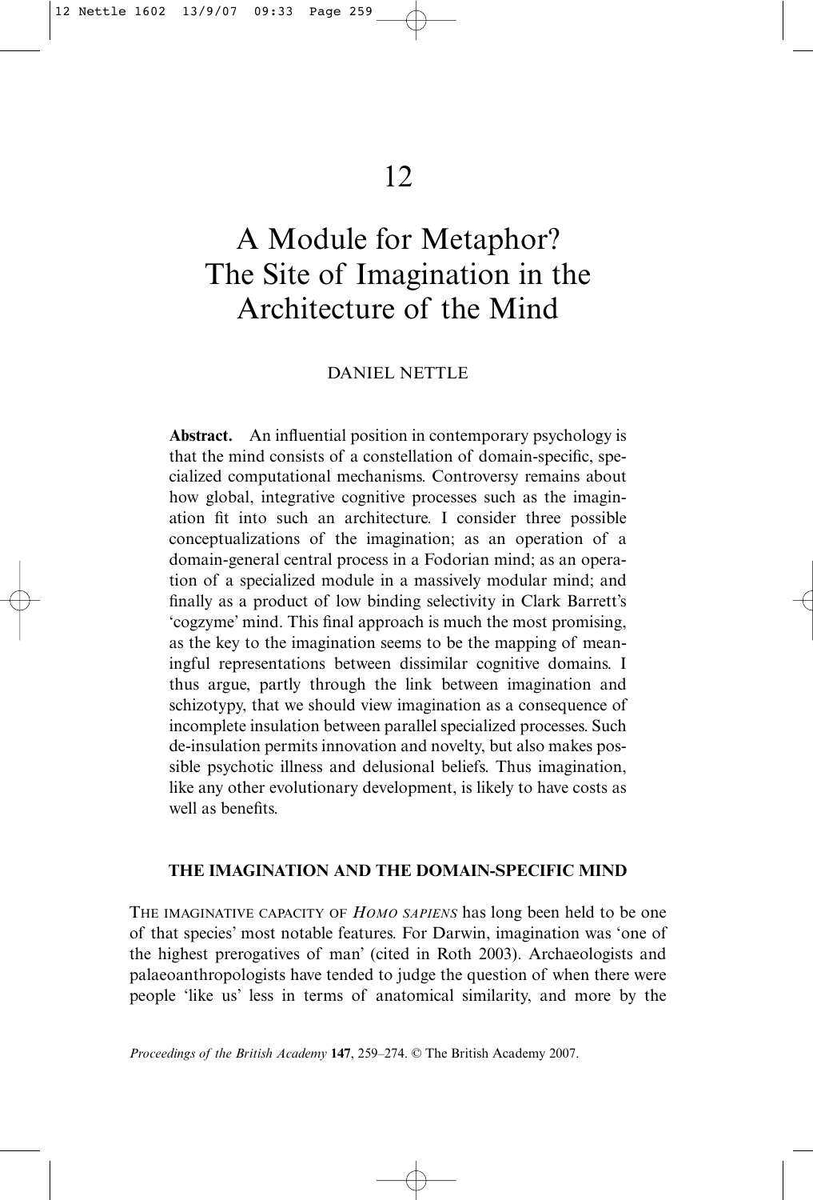12

# A Module for Metaphor? The Site of Imagination in the Architecture of the Mind

DANIEL NETTLE

**Abstract.** An influential position in contemporary psychology is that the mind consists of a constellation of domain-specific, specialized computational mechanisms. Controversy remains about how global, integrative cognitive processes such as the imagination fit into such an architecture. I consider three possible conceptualizations of the imagination; as an operation of a domain-general central process in a Fodorian mind; as an operation of a specialized module in a massively modular mind; and finally as a product of low binding selectivity in Clark Barrett's 'cogzyme' mind. This final approach is much the most promising, as the key to the imagination seems to be the mapping of meaningful representations between dissimilar cognitive domains. I thus argue, partly through the link between imagination and schizotypy, that we should view imagination as a consequence of incomplete insulation between parallel specialized processes. Such de-insulation permits innovation and novelty, but also makes possible psychotic illness and delusional beliefs. Thus imagination, like any other evolutionary development, is likely to have costs as well as benefits.

## THE IMAGINATION AND THE DOMAIN-SPECIFIC MIND

THE IMAGINATIVE CAPACITY OF *HOMO SAPIENS* has long been held to be one of that species' most notable features. For Darwin, imagination was 'one of the highest prerogatives of man' (cited in Roth 2003). Archaeologists and palaeoanthropologists have tended to judge the question of when there were people 'like us' less in terms of anatomical similarity, and more by the

*Proceedings of the British Academy* **147**, 259–274. © The British Academy 2007.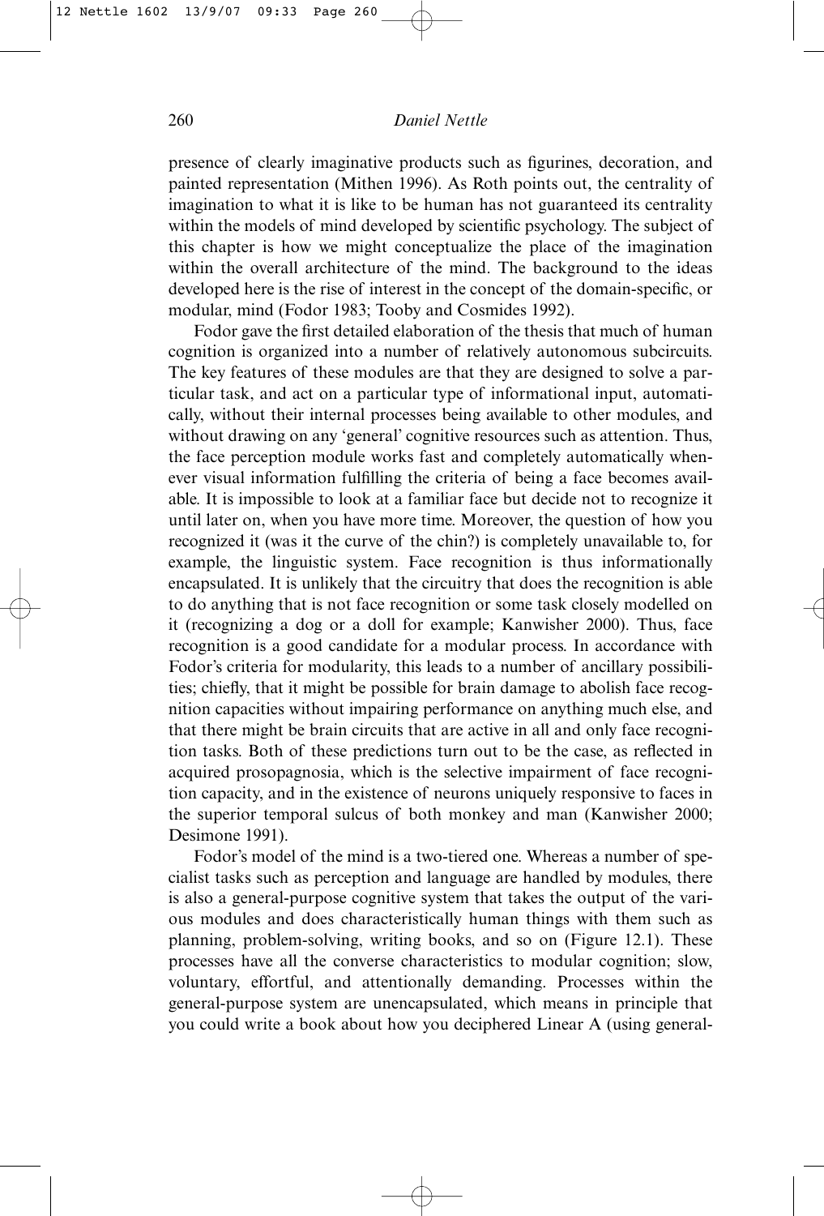presence of clearly imaginative products such as figurines, decoration, and painted representation (Mithen 1996). As Roth points out, the centrality of imagination to what it is like to be human has not guaranteed its centrality within the models of mind developed by scientific psychology. The subject of this chapter is how we might conceptualize the place of the imagination within the overall architecture of the mind. The background to the ideas developed here is the rise of interest in the concept of the domain-specific, or modular, mind (Fodor 1983; Tooby and Cosmides 1992).

Fodor gave the first detailed elaboration of the thesis that much of human cognition is organized into a number of relatively autonomous subcircuits. The key features of these modules are that they are designed to solve a particular task, and act on a particular type of informational input, automatically, without their internal processes being available to other modules, and without drawing on any 'general' cognitive resources such as attention. Thus, the face perception module works fast and completely automatically whenever visual information fulfilling the criteria of being a face becomes available. It is impossible to look at a familiar face but decide not to recognize it until later on, when you have more time. Moreover, the question of how you recognized it (was it the curve of the chin?) is completely unavailable to, for example, the linguistic system. Face recognition is thus informationally encapsulated. It is unlikely that the circuitry that does the recognition is able to do anything that is not face recognition or some task closely modelled on it (recognizing a dog or a doll for example; Kanwisher 2000). Thus, face recognition is a good candidate for a modular process. In accordance with Fodor's criteria for modularity, this leads to a number of ancillary possibilities; chiefly, that it might be possible for brain damage to abolish face recognition capacities without impairing performance on anything much else, and that there might be brain circuits that are active in all and only face recognition tasks. Both of these predictions turn out to be the case, as reflected in acquired prosopagnosia, which is the selective impairment of face recognition capacity, and in the existence of neurons uniquely responsive to faces in the superior temporal sulcus of both monkey and man (Kanwisher 2000; Desimone 1991).

Fodor's model of the mind is a two-tiered one. Whereas a number of specialist tasks such as perception and language are handled by modules, there is also a general-purpose cognitive system that takes the output of the various modules and does characteristically human things with them such as planning, problem-solving, writing books, and so on (Figure 12.1). These processes have all the converse characteristics to modular cognition; slow, voluntary, effortful, and attentionally demanding. Processes within the general-purpose system are unencapsulated, which means in principle that you could write a book about how you deciphered Linear A (using general-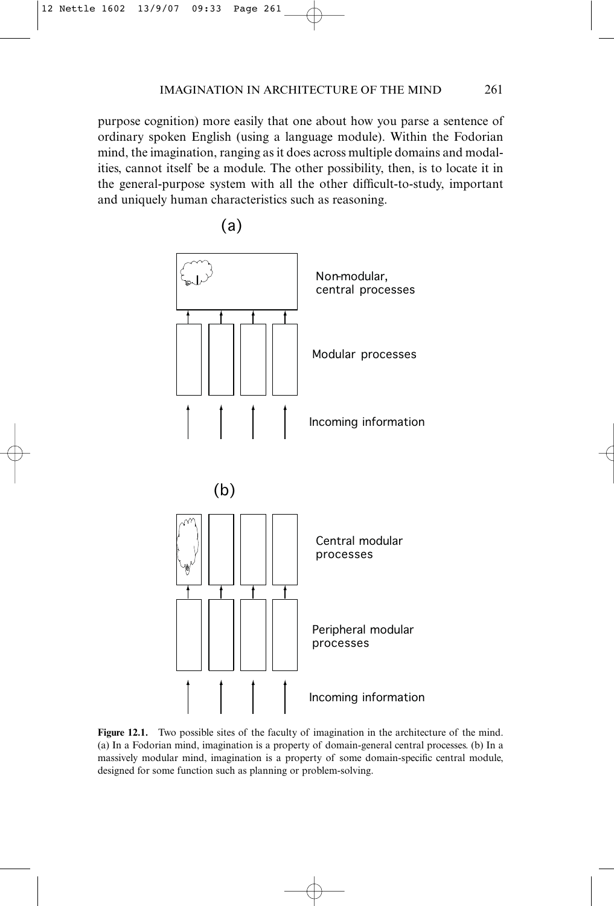purpose cognition) more easily that one about how you parse a sentence of ordinary spoken English (using a language module). Within the Fodorian mind, the imagination, ranging as it does across multiple domains and modalities, cannot itself be a module. The other possibility, then, is to locate it in the general-purpose system with all the other difficult-to-study, important and uniquely human characteristics such as reasoning.

(a)

Non-modular, central processes

Modular processes

Incoming information

(b)

Central modular processes

Peripheral modular processes

Incoming information

**Figure 12.1.** Two possible sites of the faculty of imagination in the architecture of the mind. (a) In a Fodorian mind, imagination is a property of domain-general central processes. (b) In a massively modular mind, imagination is a property of some domain-specific central module, designed for some function such as planning or problem-solving.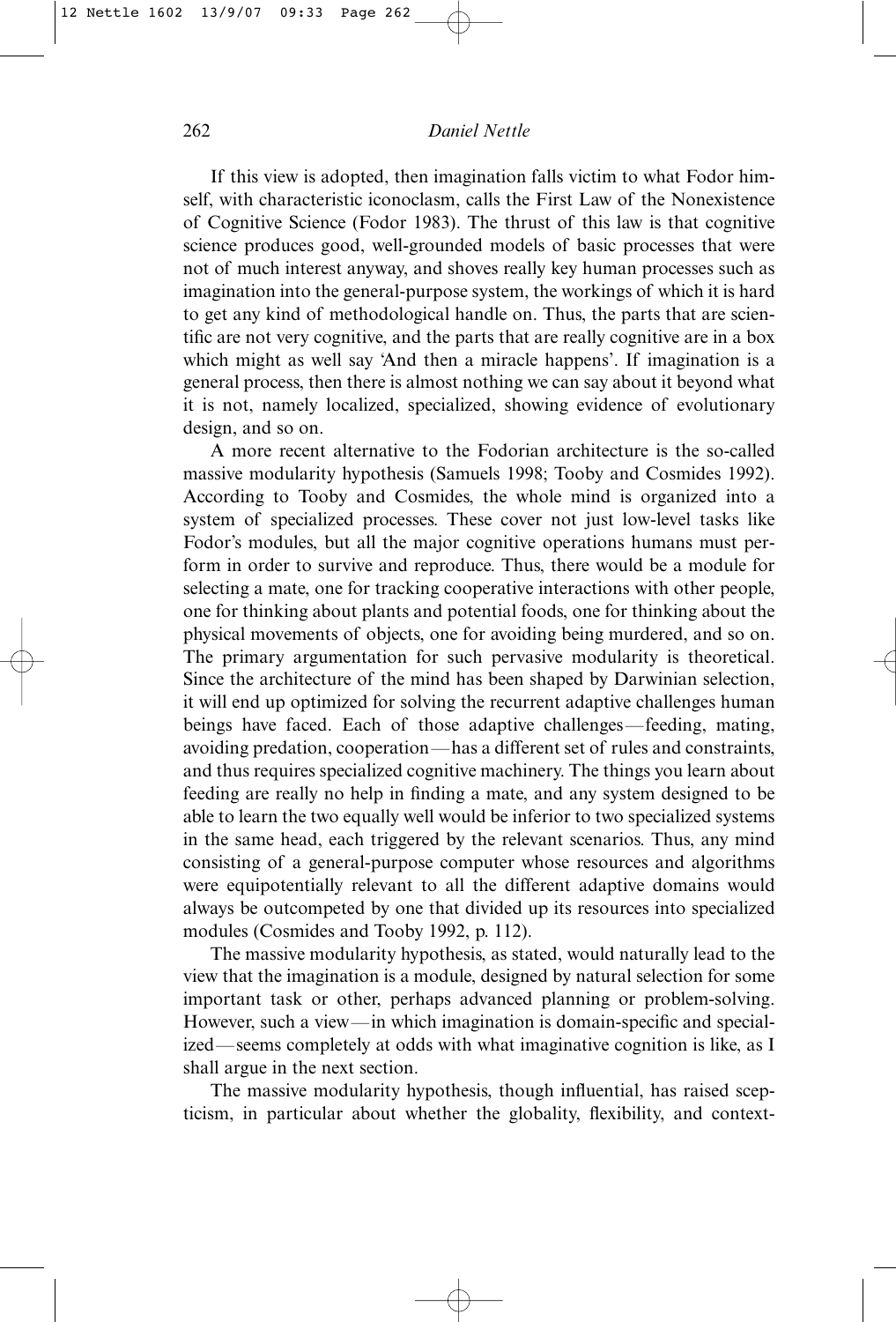If this view is adopted, then imagination falls victim to what Fodor himself, with characteristic iconoclasm, calls the First Law of the Nonexistence of Cognitive Science (Fodor 1983). The thrust of this law is that cognitive science produces good, well-grounded models of basic processes that were not of much interest anyway, and shoves really key human processes such as imagination into the general-purpose system, the workings of which it is hard to get any kind of methodological handle on. Thus, the parts that are scientific are not very cognitive, and the parts that are really cognitive are in a box which might as well say 'And then a miracle happens'. If imagination is a general process, then there is almost nothing we can say about it beyond what it is not, namely localized, specialized, showing evidence of evolutionary design, and so on.

A more recent alternative to the Fodorian architecture is the so-called massive modularity hypothesis (Samuels 1998; Tooby and Cosmides 1992). According to Tooby and Cosmides, the whole mind is organized into a system of specialized processes. These cover not just low-level tasks like Fodor's modules, but all the major cognitive operations humans must perform in order to survive and reproduce. Thus, there would be a module for selecting a mate, one for tracking cooperative interactions with other people, one for thinking about plants and potential foods, one for thinking about the physical movements of objects, one for avoiding being murdered, and so on. The primary argumentation for such pervasive modularity is theoretical. Since the architecture of the mind has been shaped by Darwinian selection, it will end up optimized for solving the recurrent adaptive challenges human beings have faced. Each of those adaptive challenges—feeding, mating, avoiding predation, cooperation—has a different set of rules and constraints, and thus requires specialized cognitive machinery. The things you learn about feeding are really no help in finding a mate, and any system designed to be able to learn the two equally well would be inferior to two specialized systems in the same head, each triggered by the relevant scenarios. Thus, any mind consisting of a general-purpose computer whose resources and algorithms were equipotentially relevant to all the different adaptive domains would always be outcompeted by one that divided up its resources into specialized modules (Cosmides and Tooby 1992, p. 112).

The massive modularity hypothesis, as stated, would naturally lead to the view that the imagination is a module, designed by natural selection for some important task or other, perhaps advanced planning or problem-solving. However, such a view—in which imagination is domain-specific and specialized—seems completely at odds with what imaginative cognition is like, as I shall argue in the next section.

The massive modularity hypothesis, though influential, has raised scepticism, in particular about whether the globality, flexibility, and context-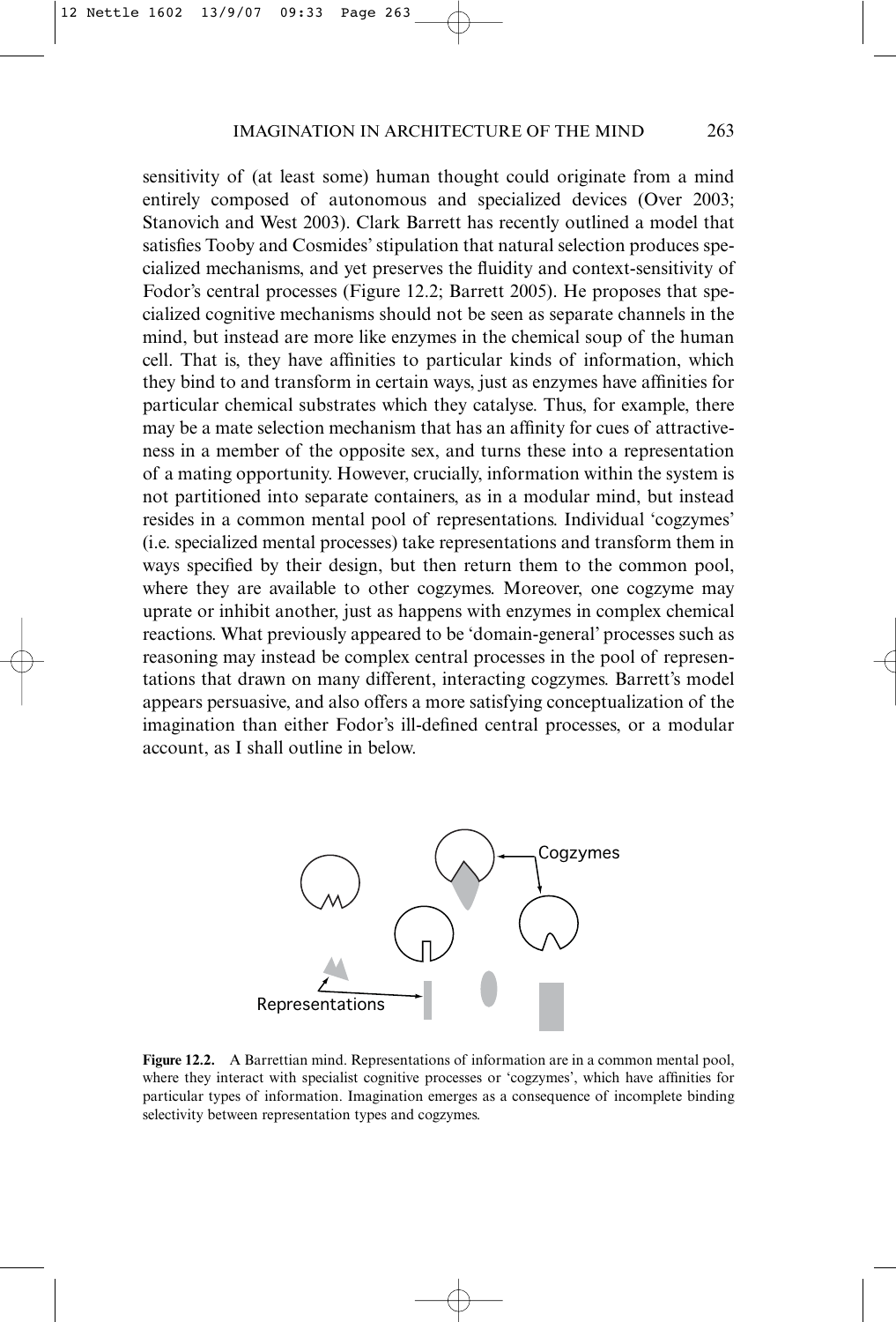sensitivity of (at least some) human thought could originate from a mind entirely composed of autonomous and specialized devices (Over 2003; Stanovich and West 2003). Clark Barrett has recently outlined a model that satisfies Tooby and Cosmides' stipulation that natural selection produces specialized mechanisms, and yet preserves the fluidity and context-sensitivity of Fodor's central processes (Figure 12.2; Barrett 2005). He proposes that specialized cognitive mechanisms should not be seen as separate channels in the mind, but instead are more like enzymes in the chemical soup of the human cell. That is, they have affinities to particular kinds of information, which they bind to and transform in certain ways, just as enzymes have affinities for particular chemical substrates which they catalyse. Thus, for example, there may be a mate selection mechanism that has an affinity for cues of attractiveness in a member of the opposite sex, and turns these into a representation of a mating opportunity. However, crucially, information within the system is not partitioned into separate containers, as in a modular mind, but instead resides in a common mental pool of representations. Individual 'cogzymes' (i.e. specialized mental processes) take representations and transform them in ways specified by their design, but then return them to the common pool, where they are available to other cogzymes. Moreover, one cogzyme may uprate or inhibit another, just as happens with enzymes in complex chemical reactions. What previously appeared to be 'domain-general' processes such as reasoning may instead be complex central processes in the pool of representations that drawn on many different, interacting cogzymes. Barrett's model appears persuasive, and also offers a more satisfying conceptualization of the imagination than either Fodor's ill-defined central processes, or a modular account, as I shall outline in below.

Cogzymes

Representations

**Figure 12.2.** A Barrettian mind. Representations of information are in a common mental pool, where they interact with specialist cognitive processes or 'cogzymes', which have affinities for particular types of information. Imagination emerges as a consequence of incomplete binding selectivity between representation types and cogzymes.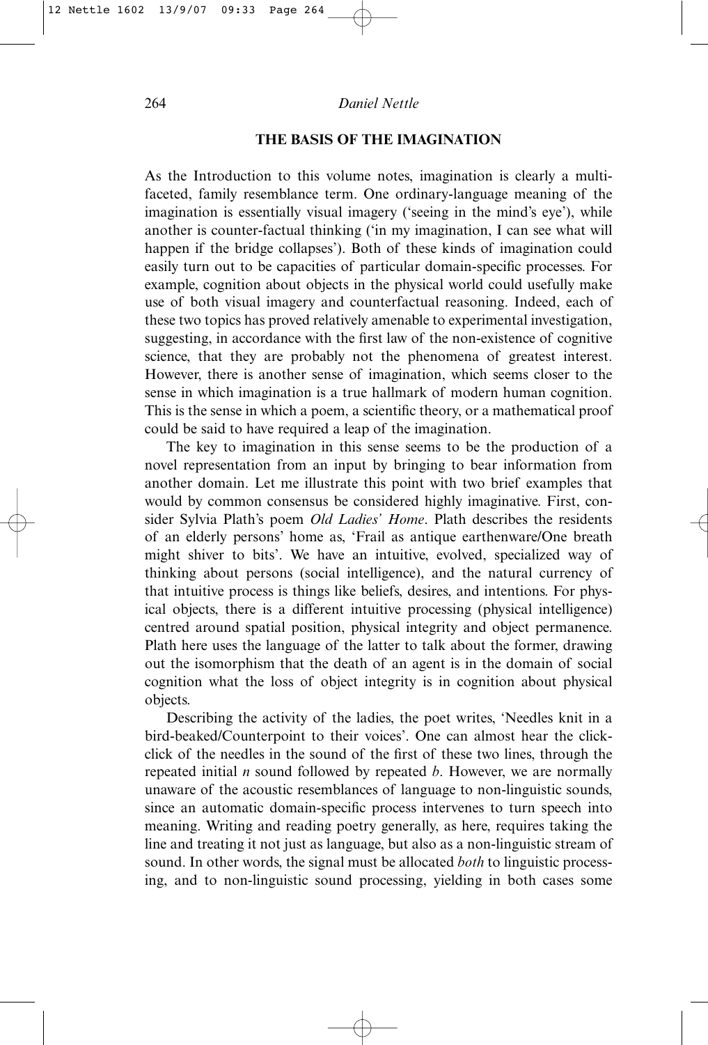## THE BASIS OF THE IMAGINATION

As the Introduction to this volume notes, imagination is clearly a multi-faceted, family resemblance term. One ordinary-language meaning of the imagination is essentially visual imagery ('seeing in the mind's eye'), while another is counter-factual thinking ('in my imagination, I can see what will happen if the bridge collapses'). Both of these kinds of imagination could easily turn out to be capacities of particular domain-specific processes. For example, cognition about objects in the physical world could usefully make use of both visual imagery and counterfactual reasoning. Indeed, each of these two topics has proved relatively amenable to experimental investigation, suggesting, in accordance with the first law of the non-existence of cognitive science, that they are probably not the phenomena of greatest interest. However, there is another sense of imagination, which seems closer to the sense in which imagination is a true hallmark of modern human cognition. This is the sense in which a poem, a scientific theory, or a mathematical proof could be said to have required a leap of the imagination.

The key to imagination in this sense seems to be the production of a novel representation from an input by bringing to bear information from another domain. Let me illustrate this point with two brief examples that would by common consensus be considered highly imaginative. First, consider Sylvia Plath's poem *Old Ladies' Home*. Plath describes the residents of an elderly persons' home as, 'Frail as antique earthenware/One breath might shiver to bits'. We have an intuitive, evolved, specialized way of thinking about persons (social intelligence), and the natural currency of that intuitive process is things like beliefs, desires, and intentions. For physical objects, there is a different intuitive processing (physical intelligence) centred around spatial position, physical integrity and object permanence. Plath here uses the language of the latter to talk about the former, drawing out the isomorphism that the death of an agent is in the domain of social cognition what the loss of object integrity is in cognition about physical objects.

Describing the activity of the ladies, the poet writes, 'Needles knit in a bird-beaked/Counterpoint to their voices'. One can almost hear the click-click of the needles in the sound of the first of these two lines, through the repeated initial *n* sound followed by repeated *b*. However, we are normally unaware of the acoustic resemblances of language to non-linguistic sounds, since an automatic domain-specific process intervenes to turn speech into meaning. Writing and reading poetry generally, as here, requires taking the line and treating it not just as language, but also as a non-linguistic stream of sound. In other words, the signal must be allocated *both* to linguistic processing, and to non-linguistic sound processing, yielding in both cases some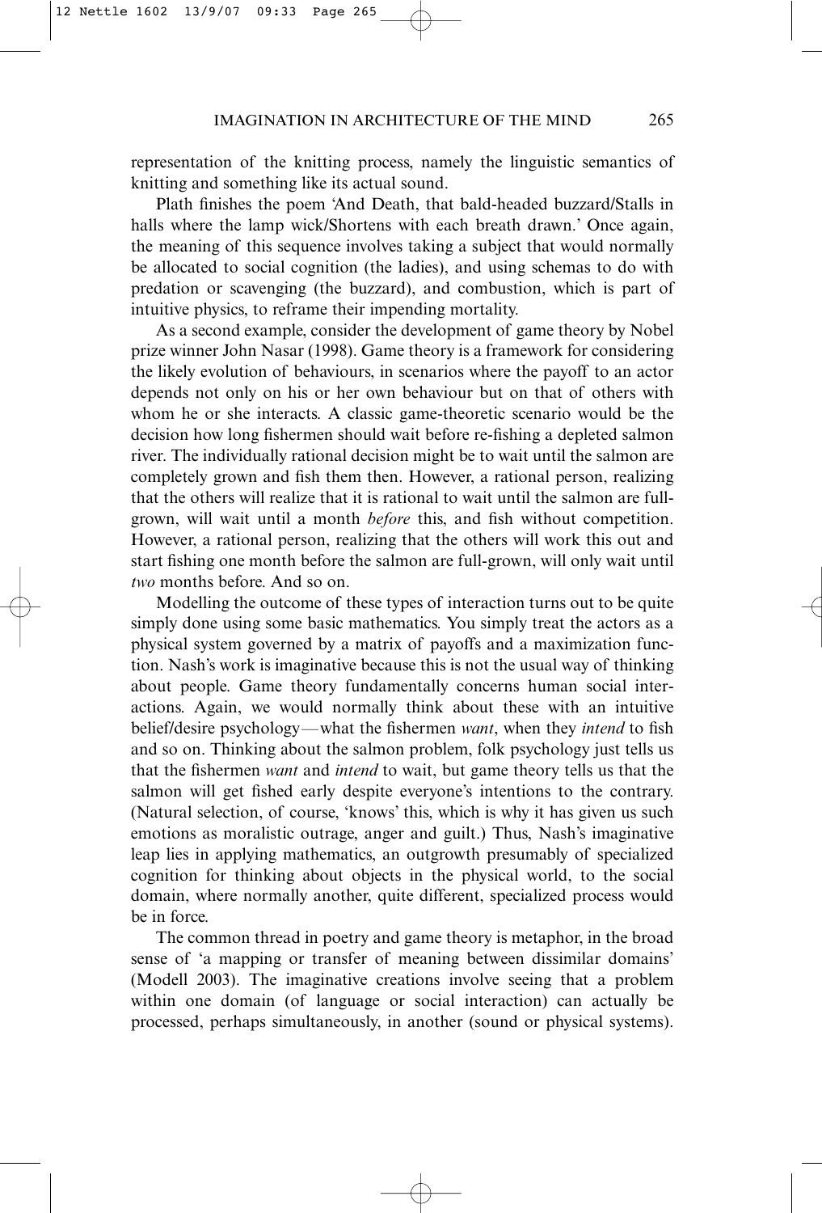representation of the knitting process, namely the linguistic semantics of knitting and something like its actual sound.

Plath finishes the poem 'And Death, that bald-headed buzzard/Stalls in halls where the lamp wick/Shortens with each breath drawn.' Once again, the meaning of this sequence involves taking a subject that would normally be allocated to social cognition (the ladies), and using schemas to do with predation or scavenging (the buzzard), and combustion, which is part of intuitive physics, to reframe their impending mortality.

As a second example, consider the development of game theory by Nobel prize winner John Nasar (1998). Game theory is a framework for considering the likely evolution of behaviours, in scenarios where the payoff to an actor depends not only on his or her own behaviour but on that of others with whom he or she interacts. A classic game-theoretic scenario would be the decision how long fishermen should wait before re-fishing a depleted salmon river. The individually rational decision might be to wait until the salmon are completely grown and fish them then. However, a rational person, realizing that the others will realize that it is rational to wait until the salmon are full-grown, will wait until a month *before* this, and fish without competition. However, a rational person, realizing that the others will work this out and start fishing one month before the salmon are full-grown, will only wait until *two* months before. And so on.

Modelling the outcome of these types of interaction turns out to be quite simply done using some basic mathematics. You simply treat the actors as a physical system governed by a matrix of payoffs and a maximization function. Nash's work is imaginative because this is not the usual way of thinking about people. Game theory fundamentally concerns human social interactions. Again, we would normally think about these with an intuitive belief/desire psychology—what the fishermen *want*, when they *intend* to fish and so on. Thinking about the salmon problem, folk psychology just tells us that the fishermen *want* and *intend* to wait, but game theory tells us that the salmon will get fished early despite everyone's intentions to the contrary. (Natural selection, of course, 'knows' this, which is why it has given us such emotions as moralistic outrage, anger and guilt.) Thus, Nash's imaginative leap lies in applying mathematics, an outgrowth presumably of specialized cognition for thinking about objects in the physical world, to the social domain, where normally another, quite different, specialized process would be in force.

The common thread in poetry and game theory is metaphor, in the broad sense of 'a mapping or transfer of meaning between dissimilar domains' (Modell 2003). The imaginative creations involve seeing that a problem within one domain (of language or social interaction) can actually be processed, perhaps simultaneously, in another (sound or physical systems).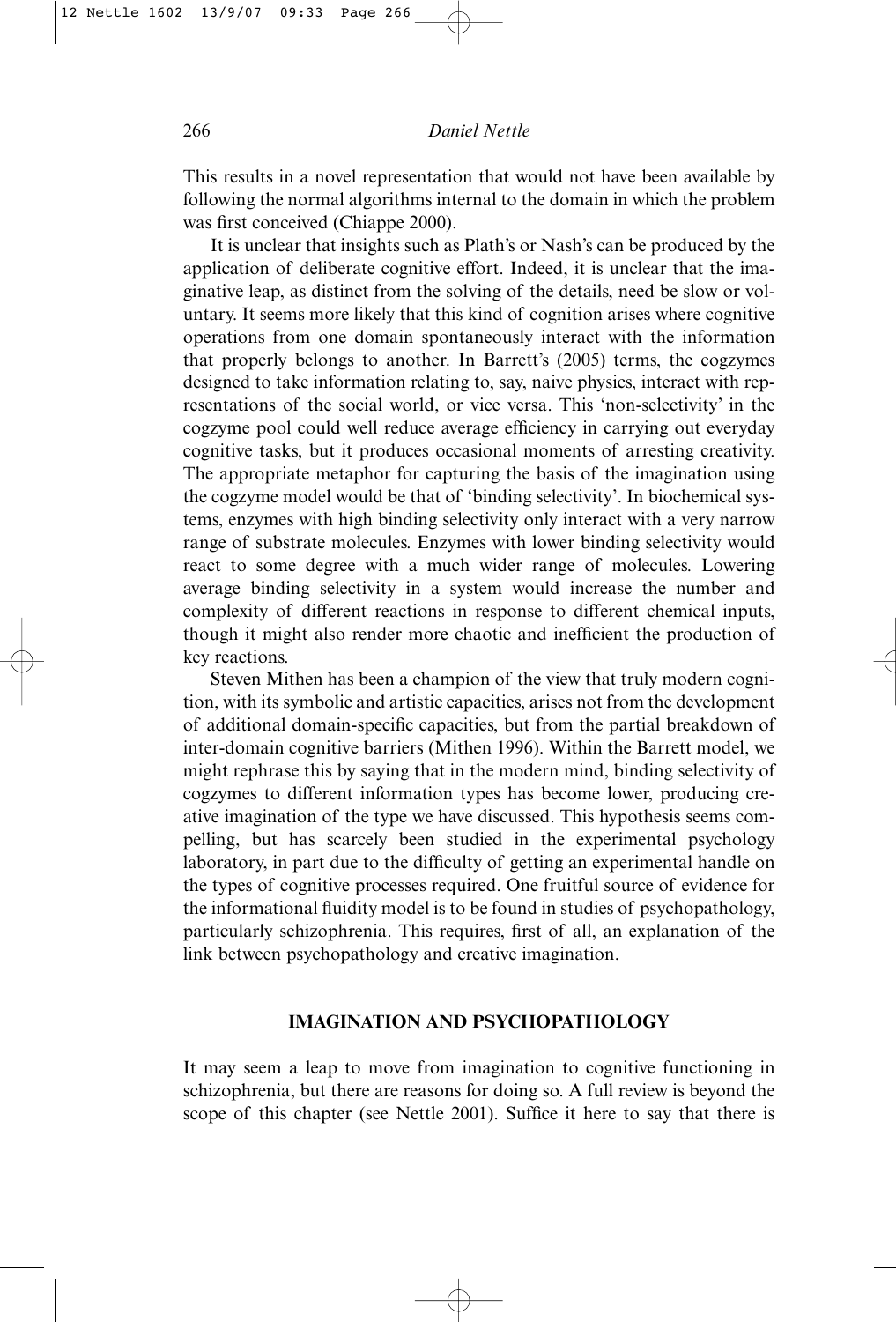This results in a novel representation that would not have been available by following the normal algorithms internal to the domain in which the problem was first conceived (Chiappe 2000).

It is unclear that insights such as Plath's or Nash's can be produced by the application of deliberate cognitive effort. Indeed, it is unclear that the imaginative leap, as distinct from the solving of the details, need be slow or voluntary. It seems more likely that this kind of cognition arises where cognitive operations from one domain spontaneously interact with the information that properly belongs to another. In Barrett's (2005) terms, the cogzymes designed to take information relating to, say, naive physics, interact with representations of the social world, or vice versa. This 'non-selectivity' in the cogzyme pool could well reduce average efficiency in carrying out everyday cognitive tasks, but it produces occasional moments of arresting creativity. The appropriate metaphor for capturing the basis of the imagination using the cogzyme model would be that of 'binding selectivity'. In biochemical systems, enzymes with high binding selectivity only interact with a very narrow range of substrate molecules. Enzymes with lower binding selectivity would react to some degree with a much wider range of molecules. Lowering average binding selectivity in a system would increase the number and complexity of different reactions in response to different chemical inputs, though it might also render more chaotic and inefficient the production of key reactions.

Steven Mithen has been a champion of the view that truly modern cognition, with its symbolic and artistic capacities, arises not from the development of additional domain-specific capacities, but from the partial breakdown of inter-domain cognitive barriers (Mithen 1996). Within the Barrett model, we might rephrase this by saying that in the modern mind, binding selectivity of cogzymes to different information types has become lower, producing creative imagination of the type we have discussed. This hypothesis seems compelling, but has scarcely been studied in the experimental psychology laboratory, in part due to the difficulty of getting an experimental handle on the types of cognitive processes required. One fruitful source of evidence for the informational fluidity model is to be found in studies of psychopathology, particularly schizophrenia. This requires, first of all, an explanation of the link between psychopathology and creative imagination.

## IMAGINATION AND PSYCHOPATHOLOGY

It may seem a leap to move from imagination to cognitive functioning in schizophrenia, but there are reasons for doing so. A full review is beyond the scope of this chapter (see Nettle 2001). Suffice it here to say that there is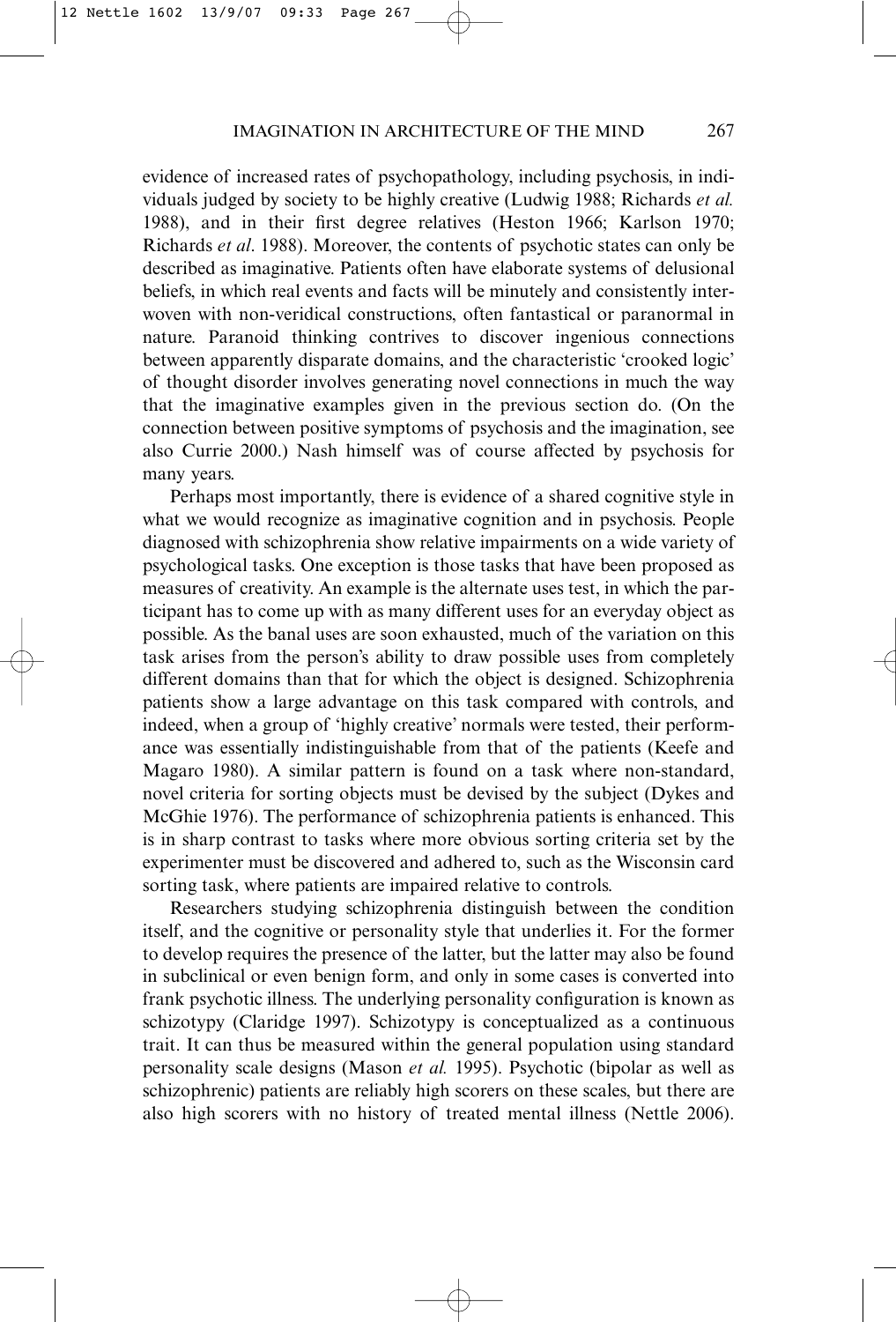evidence of increased rates of psychopathology, including psychosis, in individuals judged by society to be highly creative (Ludwig 1988; Richards *et al.* 1988), and in their first degree relatives (Heston 1966; Karlson 1970; Richards *et al*. 1988). Moreover, the contents of psychotic states can only be described as imaginative. Patients often have elaborate systems of delusional beliefs, in which real events and facts will be minutely and consistently interwoven with non-veridical constructions, often fantastical or paranormal in nature. Paranoid thinking contrives to discover ingenious connections between apparently disparate domains, and the characteristic 'crooked logic' of thought disorder involves generating novel connections in much the way that the imaginative examples given in the previous section do. (On the connection between positive symptoms of psychosis and the imagination, see also Currie 2000.) Nash himself was of course affected by psychosis for many years.

Perhaps most importantly, there is evidence of a shared cognitive style in what we would recognize as imaginative cognition and in psychosis. People diagnosed with schizophrenia show relative impairments on a wide variety of psychological tasks. One exception is those tasks that have been proposed as measures of creativity. An example is the alternate uses test, in which the participant has to come up with as many different uses for an everyday object as possible. As the banal uses are soon exhausted, much of the variation on this task arises from the person's ability to draw possible uses from completely different domains than that for which the object is designed. Schizophrenia patients show a large advantage on this task compared with controls, and indeed, when a group of 'highly creative' normals were tested, their performance was essentially indistinguishable from that of the patients (Keefe and Magaro 1980). A similar pattern is found on a task where non-standard, novel criteria for sorting objects must be devised by the subject (Dykes and McGhie 1976). The performance of schizophrenia patients is enhanced. This is in sharp contrast to tasks where more obvious sorting criteria set by the experimenter must be discovered and adhered to, such as the Wisconsin card sorting task, where patients are impaired relative to controls.

Researchers studying schizophrenia distinguish between the condition itself, and the cognitive or personality style that underlies it. For the former to develop requires the presence of the latter, but the latter may also be found in subclinical or even benign form, and only in some cases is converted into frank psychotic illness. The underlying personality configuration is known as schizotypy (Claridge 1997). Schizotypy is conceptualized as a continuous trait. It can thus be measured within the general population using standard personality scale designs (Mason *et al.* 1995). Psychotic (bipolar as well as schizophrenic) patients are reliably high scorers on these scales, but there are also high scorers with no history of treated mental illness (Nettle 2006).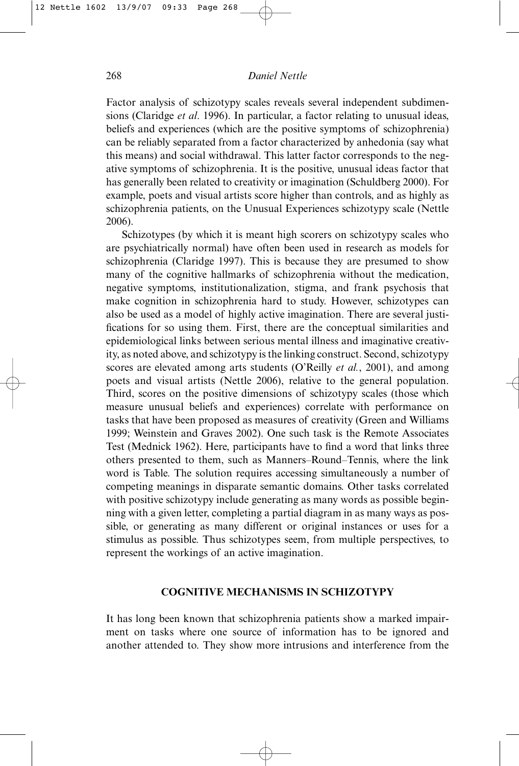Factor analysis of schizotypy scales reveals several independent subdimensions (Claridge *et al*. 1996). In particular, a factor relating to unusual ideas, beliefs and experiences (which are the positive symptoms of schizophrenia) can be reliably separated from a factor characterized by anhedonia (say what this means) and social withdrawal. This latter factor corresponds to the negative symptoms of schizophrenia. It is the positive, unusual ideas factor that has generally been related to creativity or imagination (Schuldberg 2000). For example, poets and visual artists score higher than controls, and as highly as schizophrenia patients, on the Unusual Experiences schizotypy scale (Nettle 2006).

Schizotypes (by which it is meant high scorers on schizotypy scales who are psychiatrically normal) have often been used in research as models for schizophrenia (Claridge 1997). This is because they are presumed to show many of the cognitive hallmarks of schizophrenia without the medication, negative symptoms, institutionalization, stigma, and frank psychosis that make cognition in schizophrenia hard to study. However, schizotypes can also be used as a model of highly active imagination. There are several justifications for so using them. First, there are the conceptual similarities and epidemiological links between serious mental illness and imaginative creativity, as noted above, and schizotypy is the linking construct. Second, schizotypy scores are elevated among arts students (O'Reilly *et al.*, 2001), and among poets and visual artists (Nettle 2006), relative to the general population. Third, scores on the positive dimensions of schizotypy scales (those which measure unusual beliefs and experiences) correlate with performance on tasks that have been proposed as measures of creativity (Green and Williams 1999; Weinstein and Graves 2002). One such task is the Remote Associates Test (Mednick 1962). Here, participants have to find a word that links three others presented to them, such as Manners–Round–Tennis, where the link word is Table. The solution requires accessing simultaneously a number of competing meanings in disparate semantic domains. Other tasks correlated with positive schizotypy include generating as many words as possible beginning with a given letter, completing a partial diagram in as many ways as possible, or generating as many different or original instances or uses for a stimulus as possible. Thus schizotypes seem, from multiple perspectives, to represent the workings of an active imagination.

## COGNITIVE MECHANISMS IN SCHIZOTYPY

It has long been known that schizophrenia patients show a marked impairment on tasks where one source of information has to be ignored and another attended to. They show more intrusions and interference from the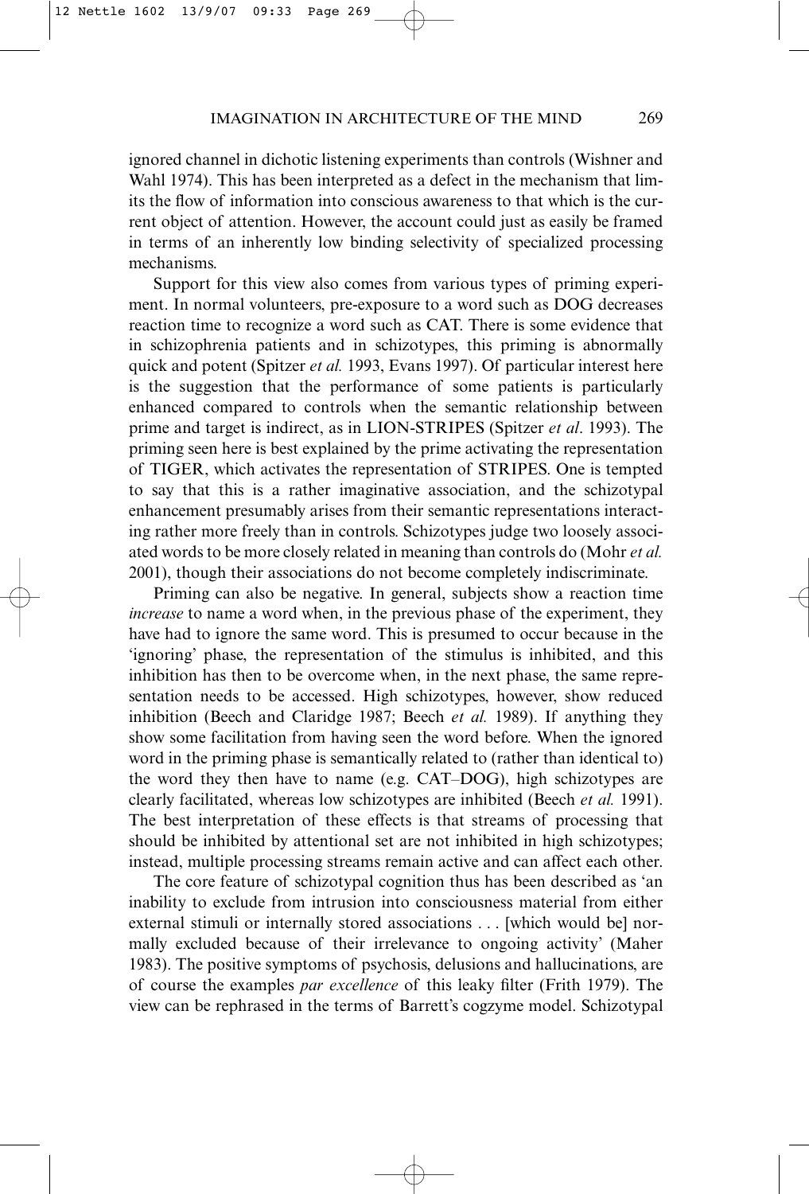ignored channel in dichotic listening experiments than controls (Wishner and Wahl 1974). This has been interpreted as a defect in the mechanism that limits the flow of information into conscious awareness to that which is the current object of attention. However, the account could just as easily be framed in terms of an inherently low binding selectivity of specialized processing mechanisms.

Support for this view also comes from various types of priming experiment. In normal volunteers, pre-exposure to a word such as DOG decreases reaction time to recognize a word such as CAT. There is some evidence that in schizophrenia patients and in schizotypes, this priming is abnormally quick and potent (Spitzer *et al.* 1993, Evans 1997). Of particular interest here is the suggestion that the performance of some patients is particularly enhanced compared to controls when the semantic relationship between prime and target is indirect, as in LION-STRIPES (Spitzer *et al*. 1993). The priming seen here is best explained by the prime activating the representation of TIGER, which activates the representation of STRIPES. One is tempted to say that this is a rather imaginative association, and the schizotypal enhancement presumably arises from their semantic representations interacting rather more freely than in controls. Schizotypes judge two loosely associated words to be more closely related in meaning than controls do (Mohr *et al.* 2001), though their associations do not become completely indiscriminate.

Priming can also be negative. In general, subjects show a reaction time *increase* to name a word when, in the previous phase of the experiment, they have had to ignore the same word. This is presumed to occur because in the 'ignoring' phase, the representation of the stimulus is inhibited, and this inhibition has then to be overcome when, in the next phase, the same representation needs to be accessed. High schizotypes, however, show reduced inhibition (Beech and Claridge 1987; Beech *et al.* 1989). If anything they show some facilitation from having seen the word before. When the ignored word in the priming phase is semantically related to (rather than identical to) the word they then have to name (e.g. CAT–DOG), high schizotypes are clearly facilitated, whereas low schizotypes are inhibited (Beech *et al.* 1991). The best interpretation of these effects is that streams of processing that should be inhibited by attentional set are not inhibited in high schizotypes; instead, multiple processing streams remain active and can affect each other.

The core feature of schizotypal cognition thus has been described as 'an inability to exclude from intrusion into consciousness material from either external stimuli or internally stored associations . . . [which would be] normally excluded because of their irrelevance to ongoing activity' (Maher 1983). The positive symptoms of psychosis, delusions and hallucinations, are of course the examples *par excellence* of this leaky filter (Frith 1979). The view can be rephrased in the terms of Barrett's cogzyme model. Schizotypal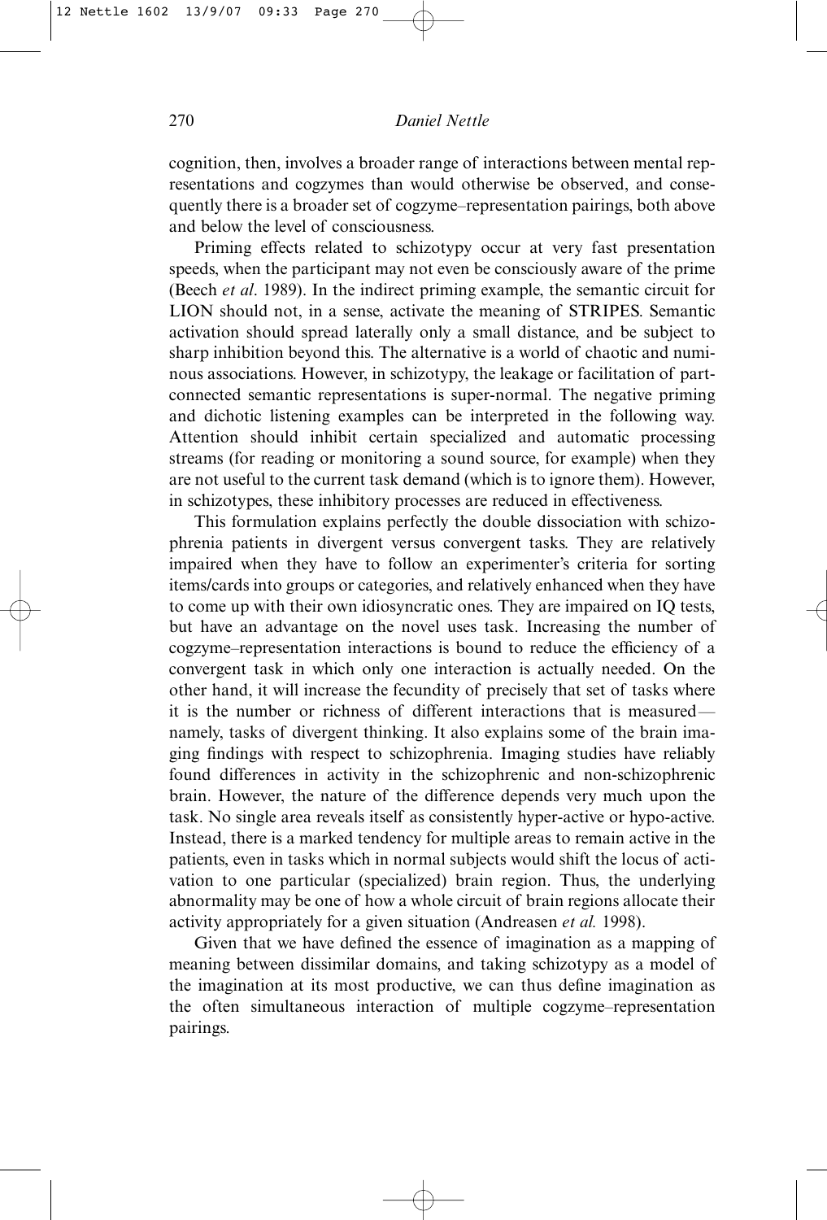cognition, then, involves a broader range of interactions between mental representations and cogzymes than would otherwise be observed, and consequently there is a broader set of cogzyme–representation pairings, both above and below the level of consciousness.

Priming effects related to schizotypy occur at very fast presentation speeds, when the participant may not even be consciously aware of the prime (Beech *et al*. 1989). In the indirect priming example, the semantic circuit for LION should not, in a sense, activate the meaning of STRIPES. Semantic activation should spread laterally only a small distance, and be subject to sharp inhibition beyond this. The alternative is a world of chaotic and numinous associations. However, in schizotypy, the leakage or facilitation of part-connected semantic representations is super-normal. The negative priming and dichotic listening examples can be interpreted in the following way. Attention should inhibit certain specialized and automatic processing streams (for reading or monitoring a sound source, for example) when they are not useful to the current task demand (which is to ignore them). However, in schizotypes, these inhibitory processes are reduced in effectiveness.

This formulation explains perfectly the double dissociation with schizophrenia patients in divergent versus convergent tasks. They are relatively impaired when they have to follow an experimenter's criteria for sorting items/cards into groups or categories, and relatively enhanced when they have to come up with their own idiosyncratic ones. They are impaired on IQ tests, but have an advantage on the novel uses task. Increasing the number of cogzyme–representation interactions is bound to reduce the efficiency of a convergent task in which only one interaction is actually needed. On the other hand, it will increase the fecundity of precisely that set of tasks where it is the number or richness of different interactions that is measured—namely, tasks of divergent thinking. It also explains some of the brain imaging findings with respect to schizophrenia. Imaging studies have reliably found differences in activity in the schizophrenic and non-schizophrenic brain. However, the nature of the difference depends very much upon the task. No single area reveals itself as consistently hyper-active or hypo-active. Instead, there is a marked tendency for multiple areas to remain active in the patients, even in tasks which in normal subjects would shift the locus of activation to one particular (specialized) brain region. Thus, the underlying abnormality may be one of how a whole circuit of brain regions allocate their activity appropriately for a given situation (Andreasen *et al.* 1998).

Given that we have defined the essence of imagination as a mapping of meaning between dissimilar domains, and taking schizotypy as a model of the imagination at its most productive, we can thus define imagination as the often simultaneous interaction of multiple cogzyme–representation pairings.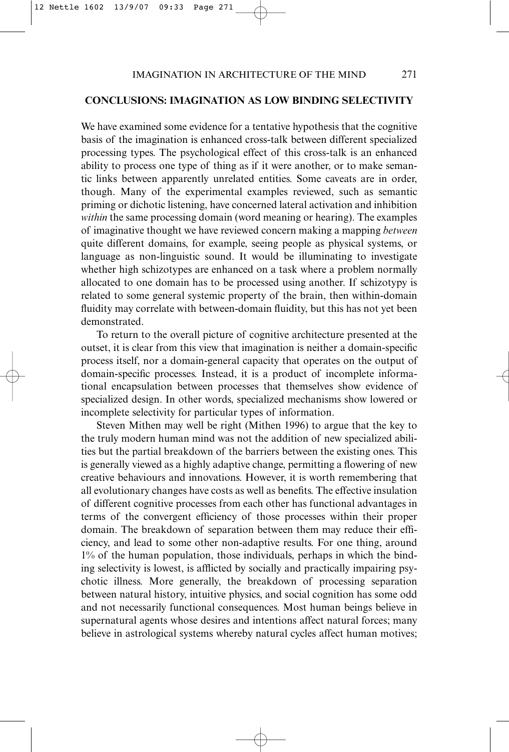## CONCLUSIONS: IMAGINATION AS LOW BINDING SELECTIVITY

We have examined some evidence for a tentative hypothesis that the cognitive basis of the imagination is enhanced cross-talk between different specialized processing types. The psychological effect of this cross-talk is an enhanced ability to process one type of thing as if it were another, or to make semantic links between apparently unrelated entities. Some caveats are in order, though. Many of the experimental examples reviewed, such as semantic priming or dichotic listening, have concerned lateral activation and inhibition *within* the same processing domain (word meaning or hearing). The examples of imaginative thought we have reviewed concern making a mapping *between* quite different domains, for example, seeing people as physical systems, or language as non-linguistic sound. It would be illuminating to investigate whether high schizotypes are enhanced on a task where a problem normally allocated to one domain has to be processed using another. If schizotypy is related to some general systemic property of the brain, then within-domain fluidity may correlate with between-domain fluidity, but this has not yet been demonstrated.

To return to the overall picture of cognitive architecture presented at the outset, it is clear from this view that imagination is neither a domain-specific process itself, nor a domain-general capacity that operates on the output of domain-specific processes. Instead, it is a product of incomplete informational encapsulation between processes that themselves show evidence of specialized design. In other words, specialized mechanisms show lowered or incomplete selectivity for particular types of information.

Steven Mithen may well be right (Mithen 1996) to argue that the key to the truly modern human mind was not the addition of new specialized abilities but the partial breakdown of the barriers between the existing ones. This is generally viewed as a highly adaptive change, permitting a flowering of new creative behaviours and innovations. However, it is worth remembering that all evolutionary changes have costs as well as benefits. The effective insulation of different cognitive processes from each other has functional advantages in terms of the convergent efficiency of those processes within their proper domain. The breakdown of separation between them may reduce their efficiency, and lead to some other non-adaptive results. For one thing, around 1% of the human population, those individuals, perhaps in which the binding selectivity is lowest, is afflicted by socially and practically impairing psychotic illness. More generally, the breakdown of processing separation between natural history, intuitive physics, and social cognition has some odd and not necessarily functional consequences. Most human beings believe in supernatural agents whose desires and intentions affect natural forces; many believe in astrological systems whereby natural cycles affect human motives;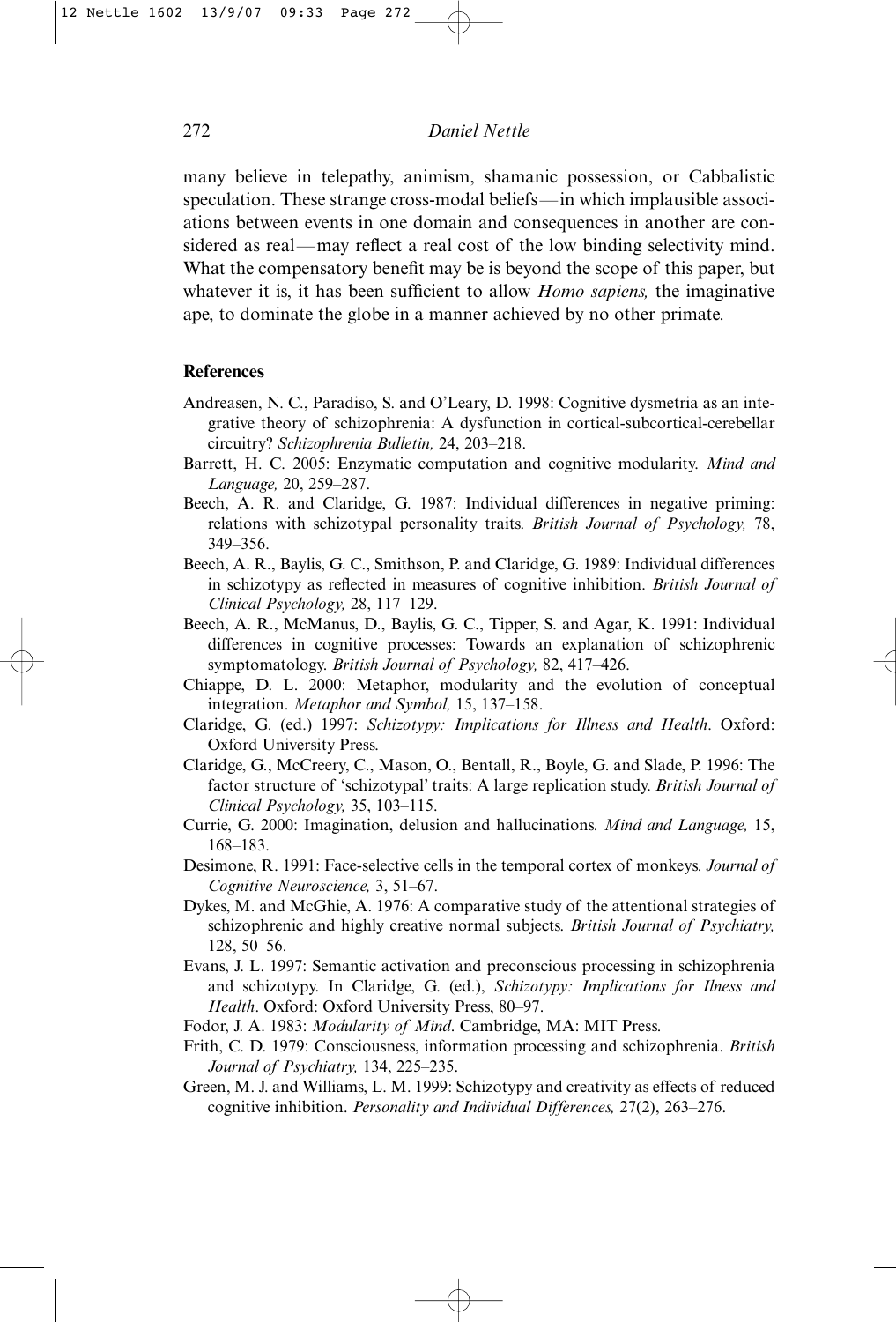many believe in telepathy, animism, shamanic possession, or Cabbalistic speculation. These strange cross-modal beliefs—in which implausible associations between events in one domain and consequences in another are considered as real—may reflect a real cost of the low binding selectivity mind. What the compensatory benefit may be is beyond the scope of this paper, but whatever it is, it has been sufficient to allow *Homo sapiens,* the imaginative ape, to dominate the globe in a manner achieved by no other primate.

## References

Andreasen, N. C., Paradiso, S. and O'Leary, D. 1998: Cognitive dysmetria as an integrative theory of schizophrenia: A dysfunction in cortical-subcortical-cerebellar circuitry? *Schizophrenia Bulletin,* 24, 203–218.

Barrett, H. C. 2005: Enzymatic computation and cognitive modularity. *Mind and Language,* 20, 259–287.

Beech, A. R. and Claridge, G. 1987: Individual differences in negative priming: relations with schizotypal personality traits. *British Journal of Psychology,* 78, 349–356.

Beech, A. R., Baylis, G. C., Smithson, P. and Claridge, G. 1989: Individual differences in schizotypy as reflected in measures of cognitive inhibition. *British Journal of Clinical Psychology,* 28, 117–129.

Beech, A. R., McManus, D., Baylis, G. C., Tipper, S. and Agar, K. 1991: Individual differences in cognitive processes: Towards an explanation of schizophrenic symptomatology. *British Journal of Psychology,* 82, 417–426.

Chiappe, D. L. 2000: Metaphor, modularity and the evolution of conceptual integration. *Metaphor and Symbol,* 15, 137–158.

Claridge, G. (ed.) 1997: *Schizotypy: Implications for Illness and Health*. Oxford: Oxford University Press.

Claridge, G., McCreery, C., Mason, O., Bentall, R., Boyle, G. and Slade, P. 1996: The factor structure of 'schizotypal' traits: A large replication study. *British Journal of Clinical Psychology,* 35, 103–115.

Currie, G. 2000: Imagination, delusion and hallucinations. *Mind and Language,* 15, 168–183.

Desimone, R. 1991: Face-selective cells in the temporal cortex of monkeys. *Journal of Cognitive Neuroscience,* 3, 51–67.

Dykes, M. and McGhie, A. 1976: A comparative study of the attentional strategies of schizophrenic and highly creative normal subjects. *British Journal of Psychiatry,* 128, 50–56.

Evans, J. L. 1997: Semantic activation and preconscious processing in schizophrenia and schizotypy. In Claridge, G. (ed.), *Schizotypy: Implications for Ilness and Health*. Oxford: Oxford University Press, 80–97.

Fodor, J. A. 1983: *Modularity of Mind*. Cambridge, MA: MIT Press.

Frith, C. D. 1979: Consciousness, information processing and schizophrenia. *British Journal of Psychiatry,* 134, 225–235.

Green, M. J. and Williams, L. M. 1999: Schizotypy and creativity as effects of reduced cognitive inhibition. *Personality and Individual Differences,* 27(2), 263–276.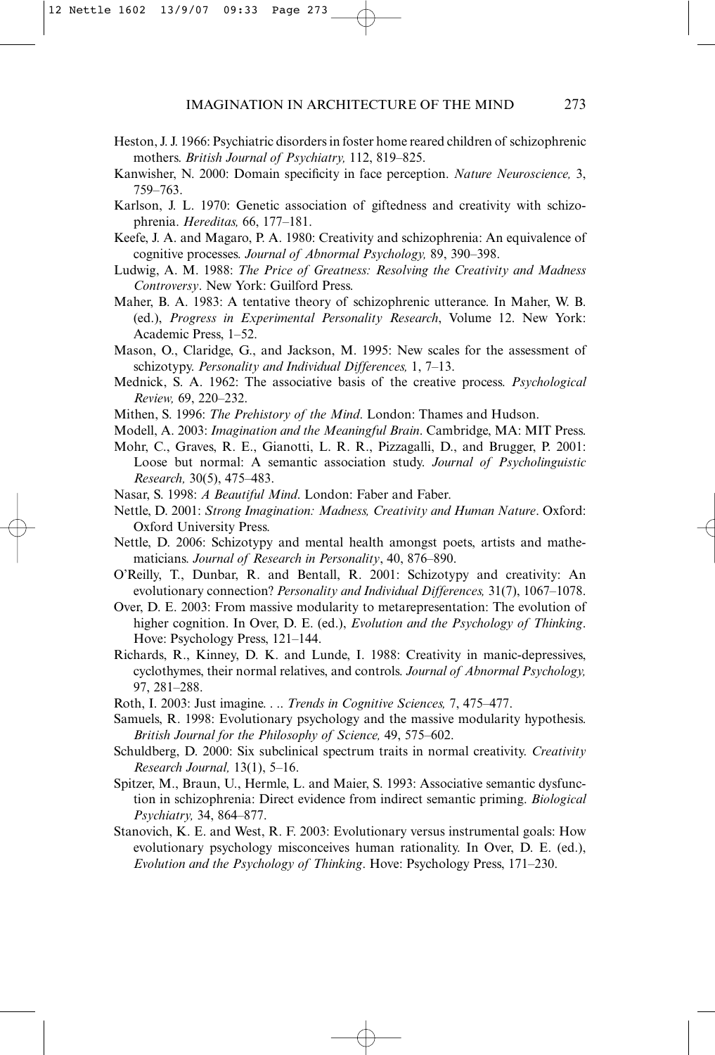Heston, J. J. 1966: Psychiatric disorders in foster home reared children of schizophrenic mothers. *British Journal of Psychiatry,* 112, 819–825.

Kanwisher, N. 2000: Domain specificity in face perception. *Nature Neuroscience,* 3, 759–763.

Karlson, J. L. 1970: Genetic association of giftedness and creativity with schizophrenia. *Hereditas,* 66, 177–181.

Keefe, J. A. and Magaro, P. A. 1980: Creativity and schizophrenia: An equivalence of cognitive processes. *Journal of Abnormal Psychology,* 89, 390–398.

Ludwig, A. M. 1988: *The Price of Greatness: Resolving the Creativity and Madness Controversy*. New York: Guilford Press.

Maher, B. A. 1983: A tentative theory of schizophrenic utterance. In Maher, W. B. (ed.), *Progress in Experimental Personality Research*, Volume 12. New York: Academic Press, 1–52.

Mason, O., Claridge, G., and Jackson, M. 1995: New scales for the assessment of schizotypy. *Personality and Individual Differences,* 1, 7–13.

Mednick, S. A. 1962: The associative basis of the creative process. *Psychological Review,* 69, 220–232.

Mithen, S. 1996: *The Prehistory of the Mind*. London: Thames and Hudson.

Modell, A. 2003: *Imagination and the Meaningful Brain*. Cambridge, MA: MIT Press.

Mohr, C., Graves, R. E., Gianotti, L. R. R., Pizzagalli, D., and Brugger, P. 2001: Loose but normal: A semantic association study. *Journal of Psycholinguistic Research,* 30(5), 475–483.

Nasar, S. 1998: *A Beautiful Mind*. London: Faber and Faber.

Nettle, D. 2001: *Strong Imagination: Madness, Creativity and Human Nature*. Oxford: Oxford University Press.

Nettle, D. 2006: Schizotypy and mental health amongst poets, artists and mathematicians. *Journal of Research in Personality*, 40, 876–890.

O'Reilly, T., Dunbar, R. and Bentall, R. 2001: Schizotypy and creativity: An evolutionary connection? *Personality and Individual Differences,* 31(7), 1067–1078.

Over, D. E. 2003: From massive modularity to metarepresentation: The evolution of higher cognition. In Over, D. E. (ed.), *Evolution and the Psychology of Thinking*. Hove: Psychology Press, 121–144.

Richards, R., Kinney, D. K. and Lunde, I. 1988: Creativity in manic-depressives, cyclothymes, their normal relatives, and controls. *Journal of Abnormal Psychology,* 97, 281–288.

Roth, I. 2003: Just imagine. . .. *Trends in Cognitive Sciences,* 7, 475–477.

Samuels, R. 1998: Evolutionary psychology and the massive modularity hypothesis. *British Journal for the Philosophy of Science,* 49, 575–602.

Schuldberg, D. 2000: Six subclinical spectrum traits in normal creativity. *Creativity Research Journal,* 13(1), 5–16.

Spitzer, M., Braun, U., Hermle, L. and Maier, S. 1993: Associative semantic dysfunction in schizophrenia: Direct evidence from indirect semantic priming. *Biological Psychiatry,* 34, 864–877.

Stanovich, K. E. and West, R. F. 2003: Evolutionary versus instrumental goals: How evolutionary psychology misconceives human rationality. In Over, D. E. (ed.), *Evolution and the Psychology of Thinking*. Hove: Psychology Press, 171–230.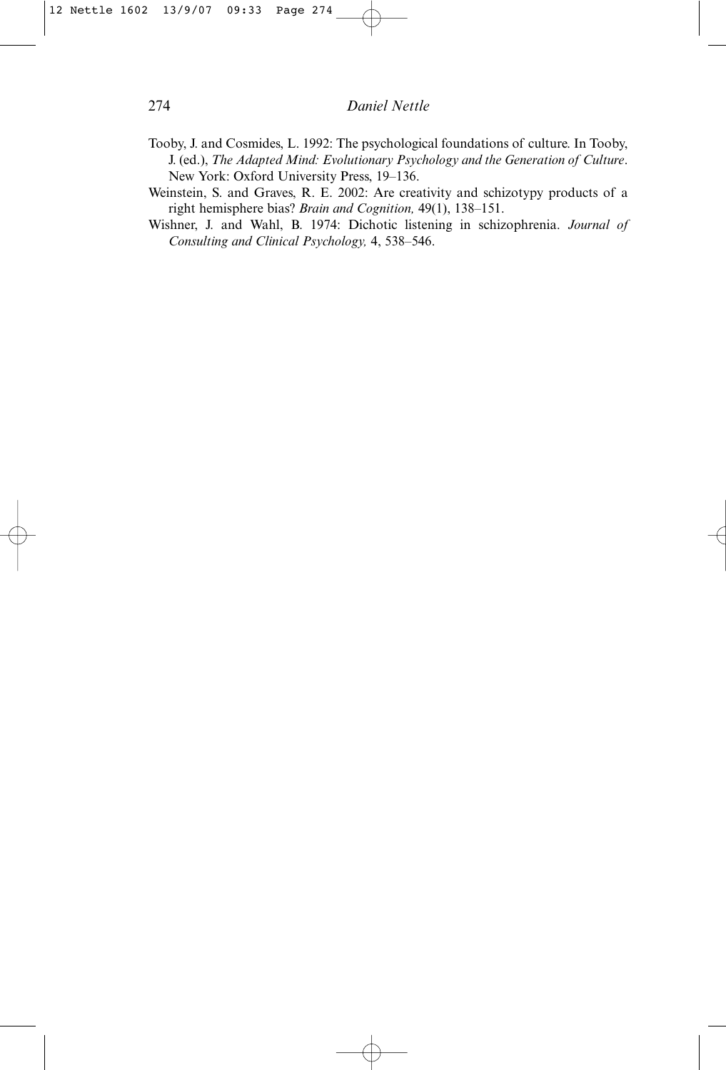Tooby, J. and Cosmides, L. 1992: The psychological foundations of culture. In Tooby, J. (ed.), *The Adapted Mind: Evolutionary Psychology and the Generation of Culture*. New York: Oxford University Press, 19–136.

Weinstein, S. and Graves, R. E. 2002: Are creativity and schizotypy products of a right hemisphere bias? *Brain and Cognition,* 49(1), 138–151.

Wishner, J. and Wahl, B. 1974: Dichotic listening in schizophrenia. *Journal of Consulting and Clinical Psychology,* 4, 538–546.